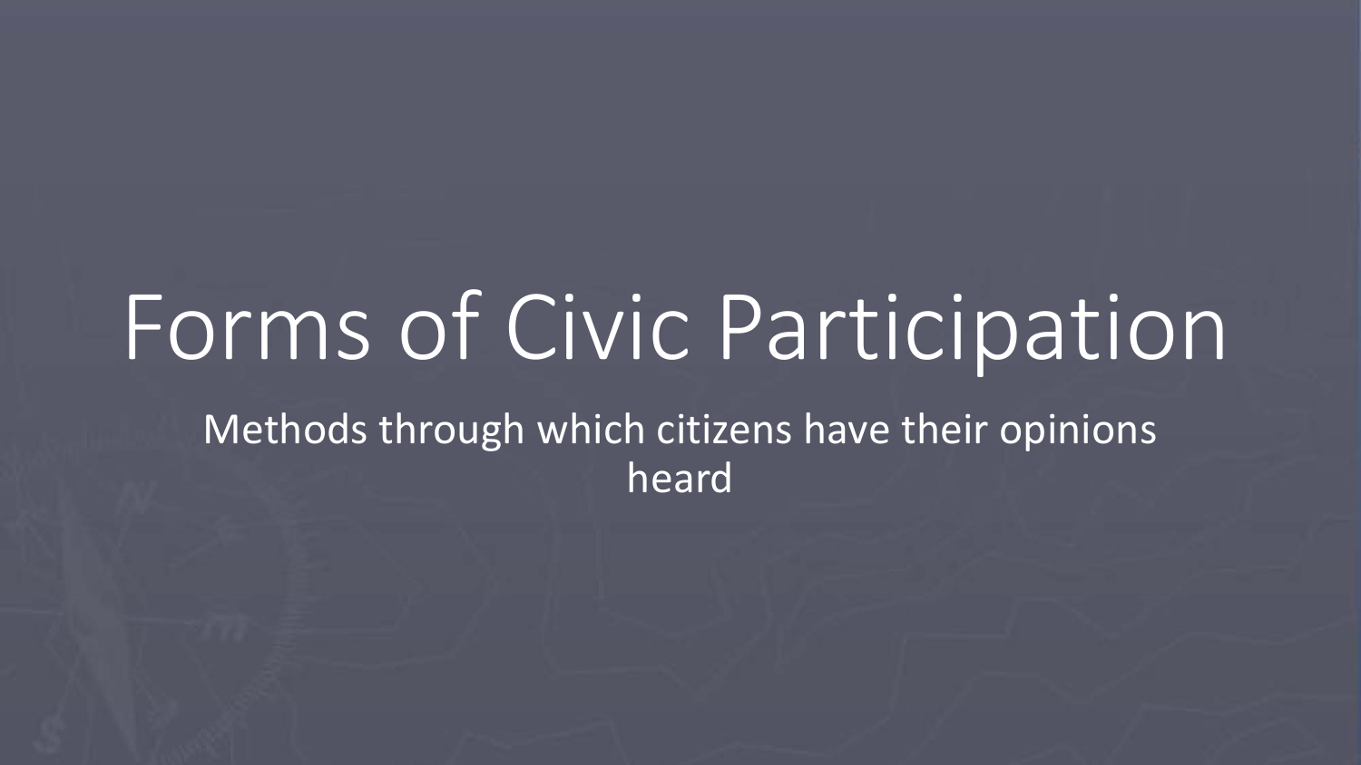# Forms of Civic Participation

Methods through which citizens have their opinions heard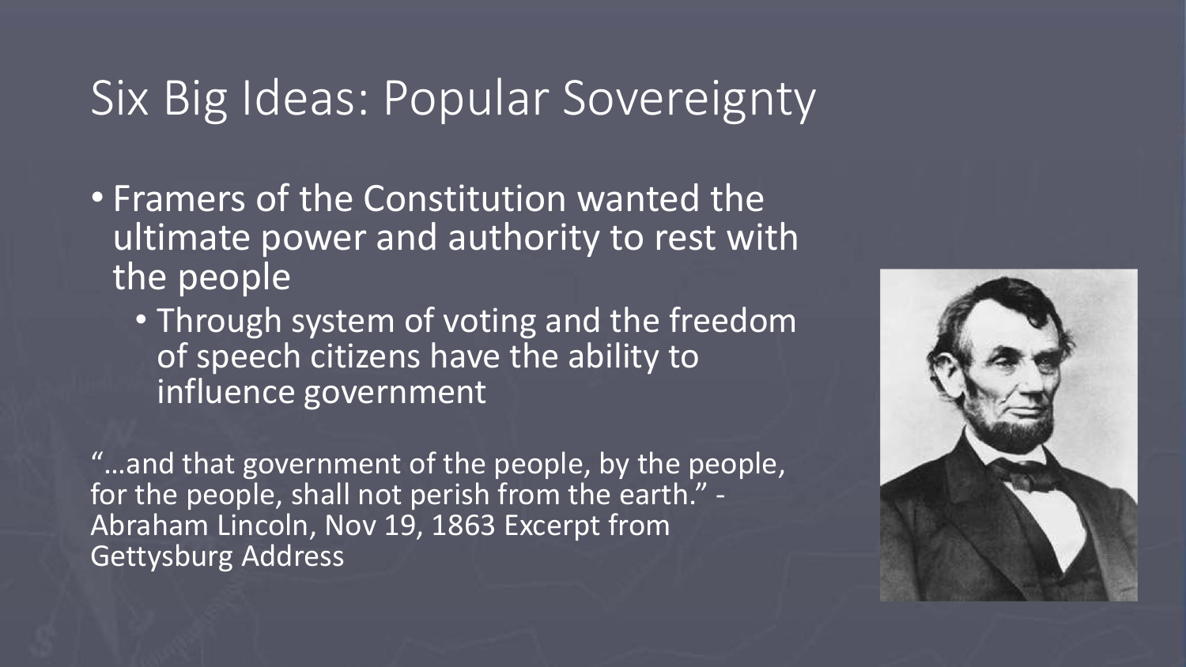# Six Big Ideas: Popular Sovereignty

- Framers of the Constitution wanted the ultimate power and authority to rest with the people
  - Through system of voting and the freedom of speech citizens have the ability to influence government

"…and that government of the people, by the people, for the people, shall not perish from the earth." - Abraham Lincoln, Nov 19, 1863 Excerpt from Gettysburg Address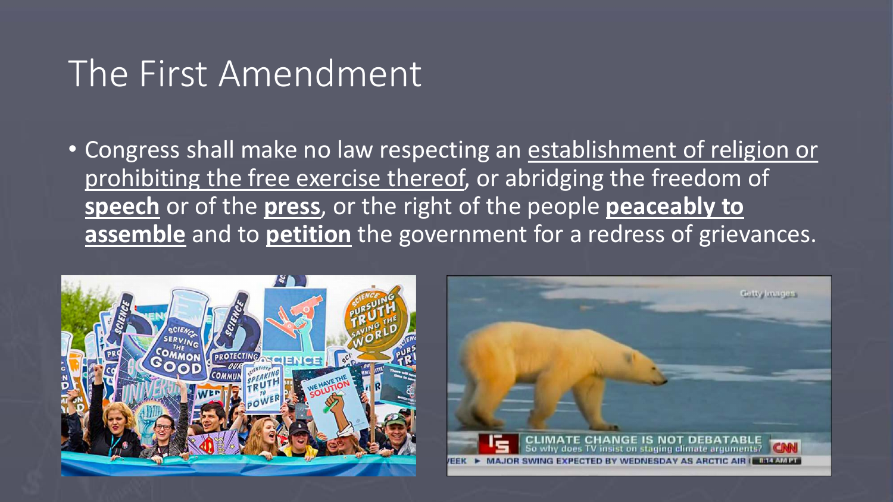# The First Amendment

- Congress shall make no law respecting an establishment of religion or prohibiting the free exercise thereof, or abridging the freedom of **speech** or of the **press**, or the right of the people **peaceably to assemble** and to **petition** the government for a redress of grievances.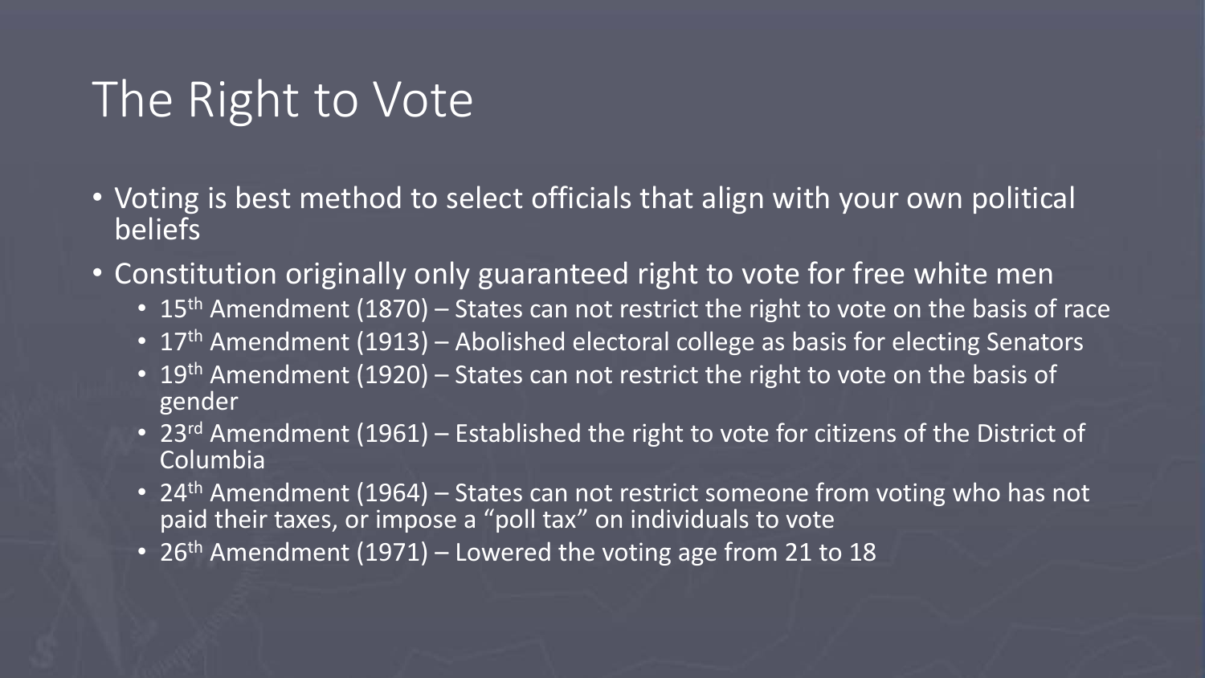# The Right to Vote

- Voting is best method to select officials that align with your own political beliefs
- Constitution originally only guaranteed right to vote for free white men
  - 15th Amendment (1870) – States can not restrict the right to vote on the basis of race
  - 17th Amendment (1913) – Abolished electoral college as basis for electing Senators
  - 19th Amendment (1920) – States can not restrict the right to vote on the basis of gender
  - 23rd Amendment (1961) – Established the right to vote for citizens of the District of Columbia
  - 24th Amendment (1964) – States can not restrict someone from voting who has not paid their taxes, or impose a "poll tax" on individuals to vote
  - 26th Amendment (1971) – Lowered the voting age from 21 to 18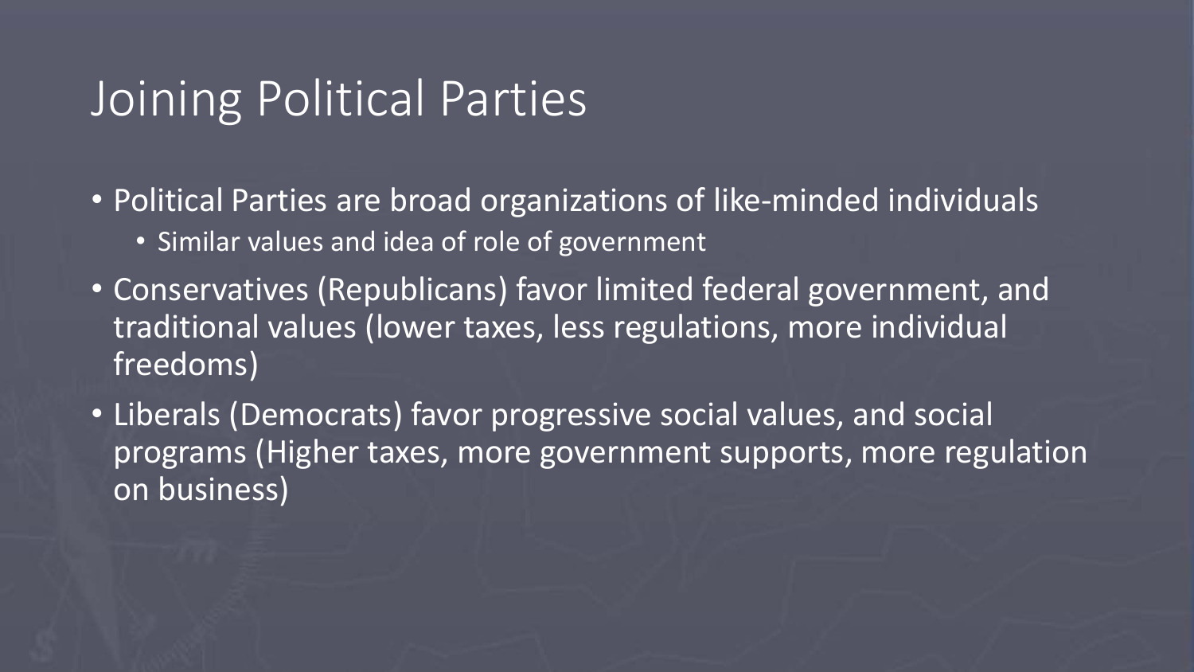# Joining Political Parties

- Political Parties are broad organizations of like-minded individuals
  - Similar values and idea of role of government
- Conservatives (Republicans) favor limited federal government, and traditional values (lower taxes, less regulations, more individual freedoms)
- Liberals (Democrats) favor progressive social values, and social programs (Higher taxes, more government supports, more regulation on business)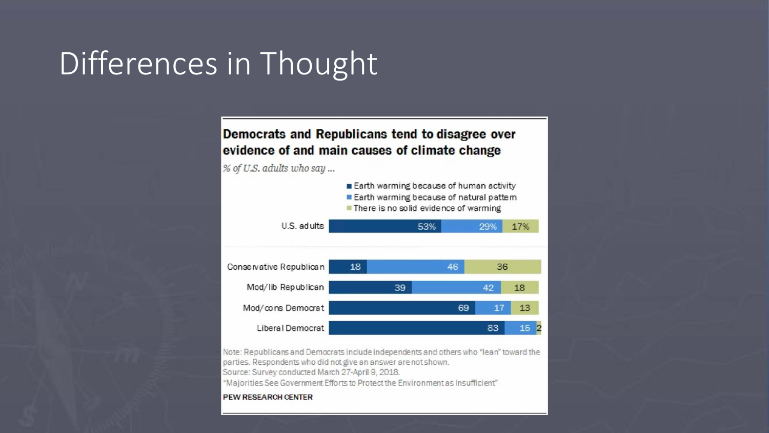# Differences in Thought

**Democrats and Republicans tend to disagree over evidence of and main causes of climate change**

*% of U.S. adults who say ...*

| | Earth warming because of human activity | Earth warming because of natural pattern | There is no solid evidence of warming |
|---|---|---|---|
| U.S. adults | 53% | 29% | 17% |
| Conservative Republican | 18 | 46 | 36 |
| Mod/lib Republican | 39 | 42 | 18 |
| Mod/cons Democrat | 69 | 17 | 13 |
| Liberal Democrat | 83 | 15 | 2 |

Note: Republicans and Democrats include independents and others who "lean" toward the parties. Respondents who did not give an answer are not shown.
Source: Survey conducted March 27-April 9, 2018.
"Majorities See Government Efforts to Protect the Environment as Insufficient"

PEW RESEARCH CENTER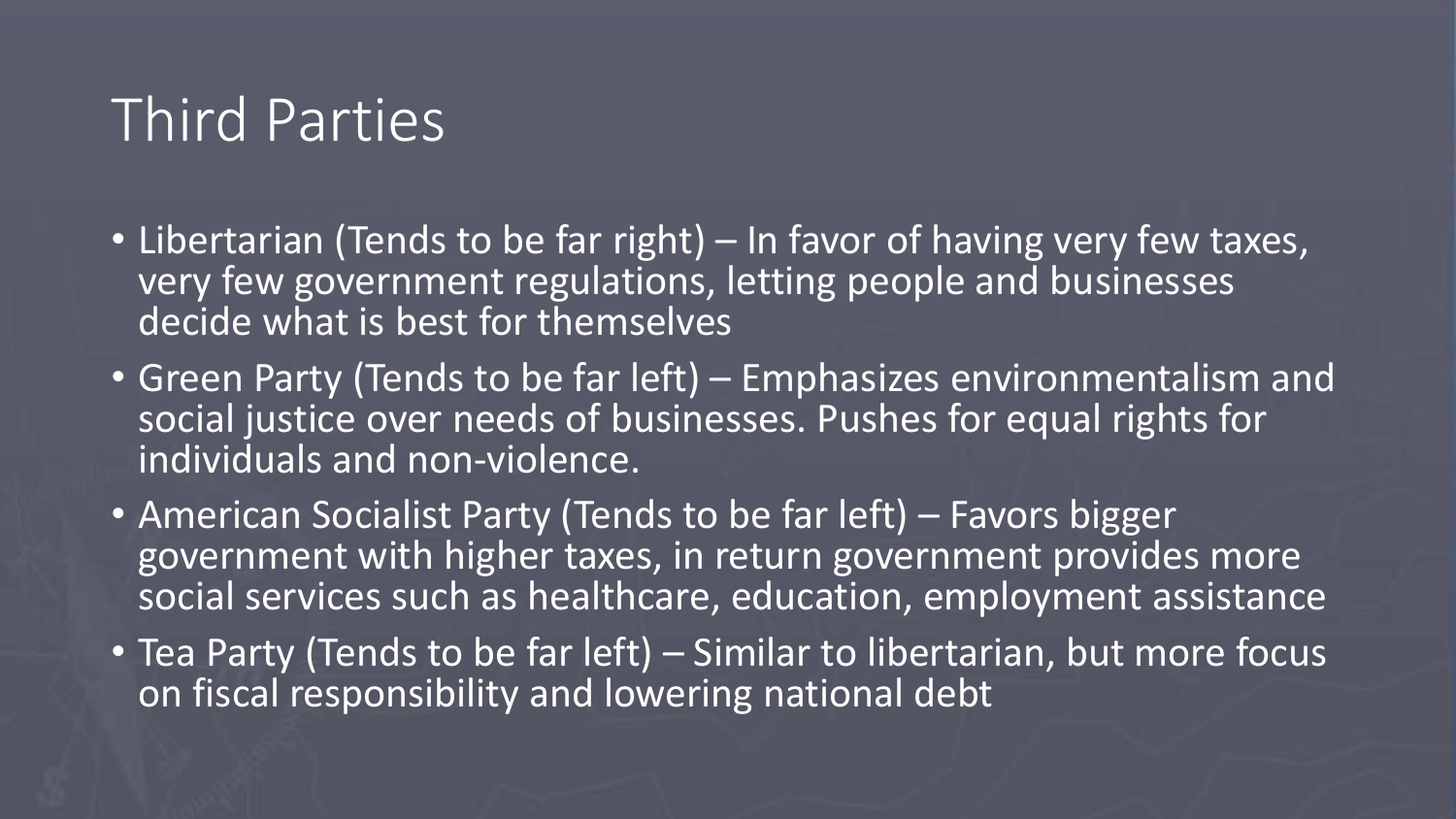# Third Parties

- Libertarian (Tends to be far right) – In favor of having very few taxes, very few government regulations, letting people and businesses decide what is best for themselves
- Green Party (Tends to be far left) – Emphasizes environmentalism and social justice over needs of businesses. Pushes for equal rights for individuals and non-violence.
- American Socialist Party (Tends to be far left) – Favors bigger government with higher taxes, in return government provides more social services such as healthcare, education, employment assistance
- Tea Party (Tends to be far left) – Similar to libertarian, but more focus on fiscal responsibility and lowering national debt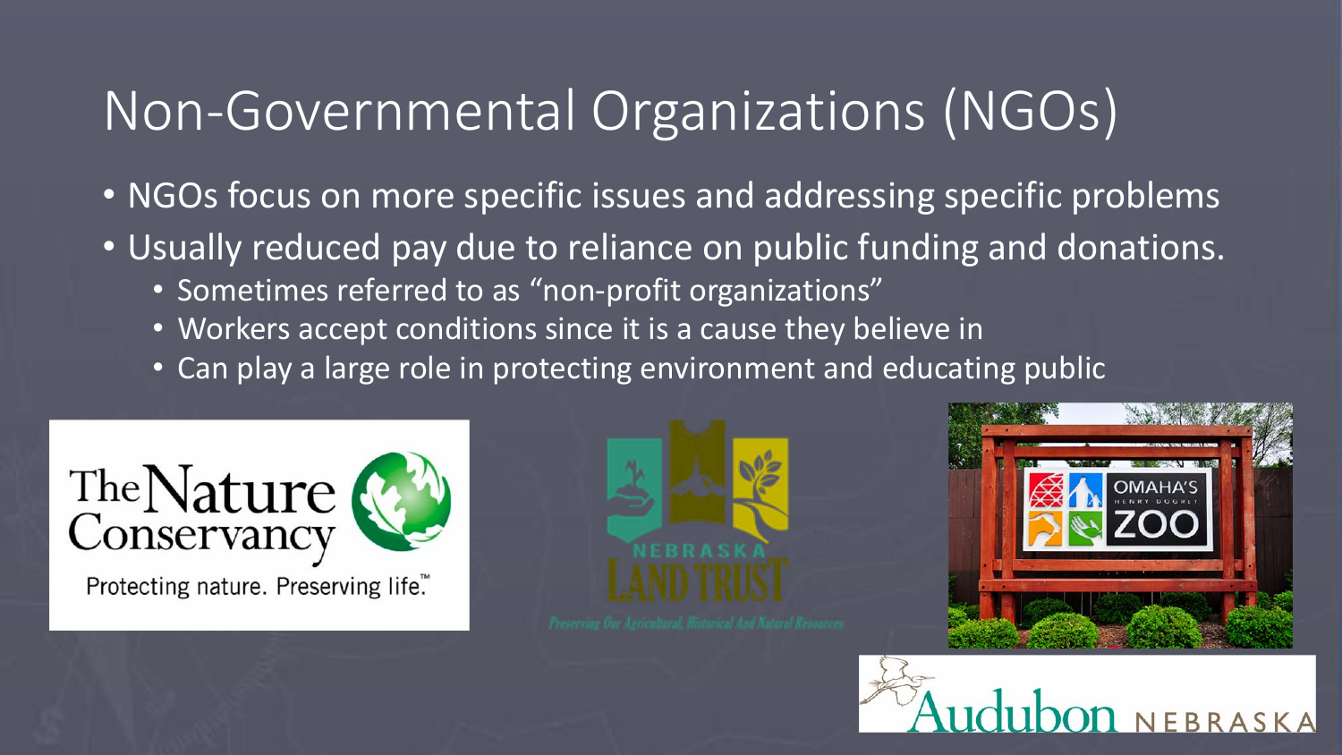# Non-Governmental Organizations (NGOs)

- NGOs focus on more specific issues and addressing specific problems
- Usually reduced pay due to reliance on public funding and donations.
  - Sometimes referred to as "non-profit organizations"
  - Workers accept conditions since it is a cause they believe in
  - Can play a large role in protecting environment and educating public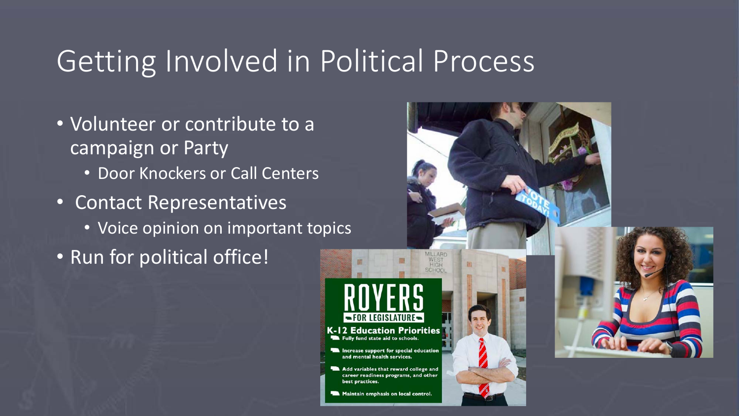# Getting Involved in Political Process

- Volunteer or contribute to a campaign or Party
  - Door Knockers or Call Centers
- Contact Representatives
  - Voice opinion on important topics
- Run for political office!